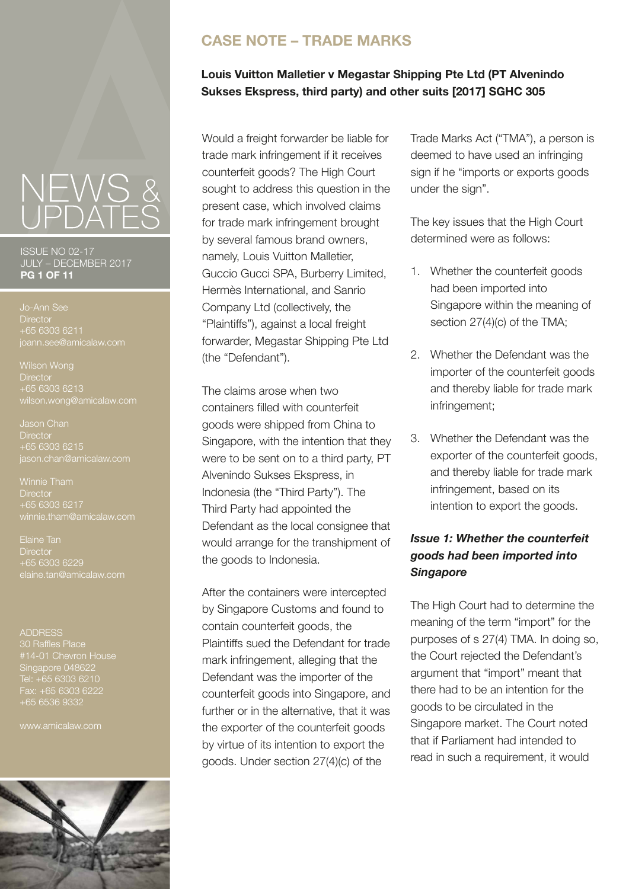# NEWS & UPDATES

ISSUE NO 02-17
JULY – DECEMBER 2017

Jo-Ann See
Director
+65 6303 6211
joann.see@amicalaw.com

Wilson Wong
Director
+65 6303 6213
wilson.wong@amicalaw.com

Jason Chan
Director
+65 6303 6215
jason.chan@amicalaw.com

Winnie Tham
Director
+65 6303 6217
winnie.tham@amicalaw.com

Elaine Tan
Director
+65 6303 6229
elaine.tan@amicalaw.com

ADDRESS
30 Raffles Place
#14-01 Chevron House
Singapore 048622
Tel: +65 6303 6210
Fax: +65 6303 6222
+65 6536 9332

www.amicalaw.com

## CASE NOTE – TRADE MARKS

**Louis Vuitton Malletier v Megastar Shipping Pte Ltd (PT Alvenindo Sukses Ekspress, third party) and other suits [2017] SGHC 305**

Would a freight forwarder be liable for trade mark infringement if it receives counterfeit goods? The High Court sought to address this question in the present case, which involved claims for trade mark infringement brought by several famous brand owners, namely, Louis Vuitton Malletier, Guccio Gucci SPA, Burberry Limited, Hermès International, and Sanrio Company Ltd (collectively, the "Plaintiffs"), against a local freight forwarder, Megastar Shipping Pte Ltd (the "Defendant").

The claims arose when two containers filled with counterfeit goods were shipped from China to Singapore, with the intention that they were to be sent on to a third party, PT Alvenindo Sukses Ekspress, in Indonesia (the "Third Party"). The Third Party had appointed the Defendant as the local consignee that would arrange for the transhipment of the goods to Indonesia.

After the containers were intercepted by Singapore Customs and found to contain counterfeit goods, the Plaintiffs sued the Defendant for trade mark infringement, alleging that the Defendant was the importer of the counterfeit goods into Singapore, and further or in the alternative, that it was the exporter of the counterfeit goods by virtue of its intention to export the goods. Under section 27(4)(c) of the Trade Marks Act ("TMA"), a person is deemed to have used an infringing sign if he "imports or exports goods under the sign".

The key issues that the High Court determined were as follows:

1. Whether the counterfeit goods had been imported into Singapore within the meaning of section 27(4)(c) of the TMA;
2. Whether the Defendant was the importer of the counterfeit goods and thereby liable for trade mark infringement;
3. Whether the Defendant was the exporter of the counterfeit goods, and thereby liable for trade mark infringement, based on its intention to export the goods.

### *Issue 1: Whether the counterfeit goods had been imported into Singapore*

The High Court had to determine the meaning of the term "import" for the purposes of s 27(4) TMA. In doing so, the Court rejected the Defendant's argument that "import" meant that there had to be an intention for the goods to be circulated in the Singapore market. The Court noted that if Parliament had intended to read in such a requirement, it would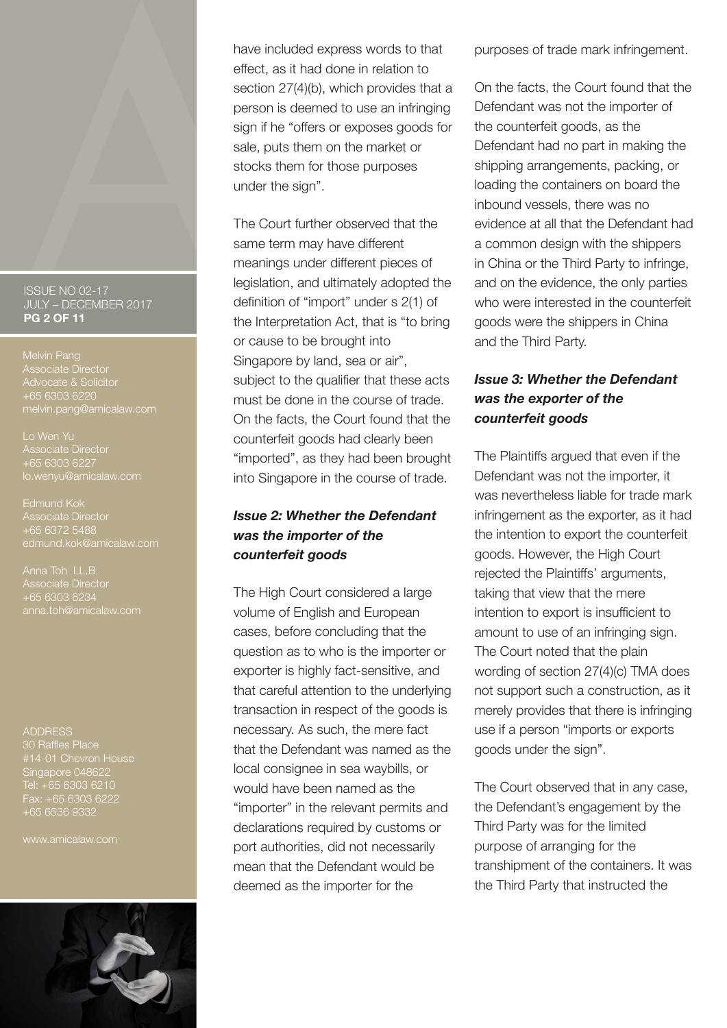have included express words to that effect, as it had done in relation to section 27(4)(b), which provides that a person is deemed to use an infringing sign if he "offers or exposes goods for sale, puts them on the market or stocks them for those purposes under the sign".

The Court further observed that the same term may have different meanings under different pieces of legislation, and ultimately adopted the definition of "import" under s 2(1) of the Interpretation Act, that is "to bring or cause to be brought into Singapore by land, sea or air", subject to the qualifier that these acts must be done in the course of trade. On the facts, the Court found that the counterfeit goods had clearly been "imported", as they had been brought into Singapore in the course of trade.

### *Issue 2: Whether the Defendant was the importer of the counterfeit goods*

The High Court considered a large volume of English and European cases, before concluding that the question as to who is the importer or exporter is highly fact-sensitive, and that careful attention to the underlying transaction in respect of the goods is necessary. As such, the mere fact that the Defendant was named as the local consignee in sea waybills, or would have been named as the "importer" in the relevant permits and declarations required by customs or port authorities, did not necessarily mean that the Defendant would be deemed as the importer for the purposes of trade mark infringement.

On the facts, the Court found that the Defendant was not the importer of the counterfeit goods, as the Defendant had no part in making the shipping arrangements, packing, or loading the containers on board the inbound vessels, there was no evidence at all that the Defendant had a common design with the shippers in China or the Third Party to infringe, and on the evidence, the only parties who were interested in the counterfeit goods were the shippers in China and the Third Party.

### *Issue 3: Whether the Defendant was the exporter of the counterfeit goods*

The Plaintiffs argued that even if the Defendant was not the importer, it was nevertheless liable for trade mark infringement as the exporter, as it had the intention to export the counterfeit goods. However, the High Court rejected the Plaintiffs' arguments, taking that view that the mere intention to export is insufficient to amount to use of an infringing sign. The Court noted that the plain wording of section 27(4)(c) TMA does not support such a construction, as it merely provides that there is infringing use if a person "imports or exports goods under the sign".

The Court observed that in any case, the Defendant's engagement by the Third Party was for the limited purpose of arranging for the transhipment of the containers. It was the Third Party that instructed the

ISSUE NO 02-17
JULY – DECEMBER 2017

Melvin Pang
Associate Director
Advocate & Solicitor
+65 6303 6220
melvin.pang@amicalaw.com

Lo Wen Yu
Associate Director
+65 6303 6227
lo.wenyu@amicalaw.com

Edmund Kok
Associate Director
+65 6372 5488
edmund.kok@amicalaw.com

Anna Toh LL.B.
Associate Director
+65 6303 6234
anna.toh@amicalaw.com

ADDRESS
30 Raffles Place
#14-01 Chevron House
Singapore 048622
Tel: +65 6303 6210
Fax: +65 6303 6222
+65 6536 9332

www.amicalaw.com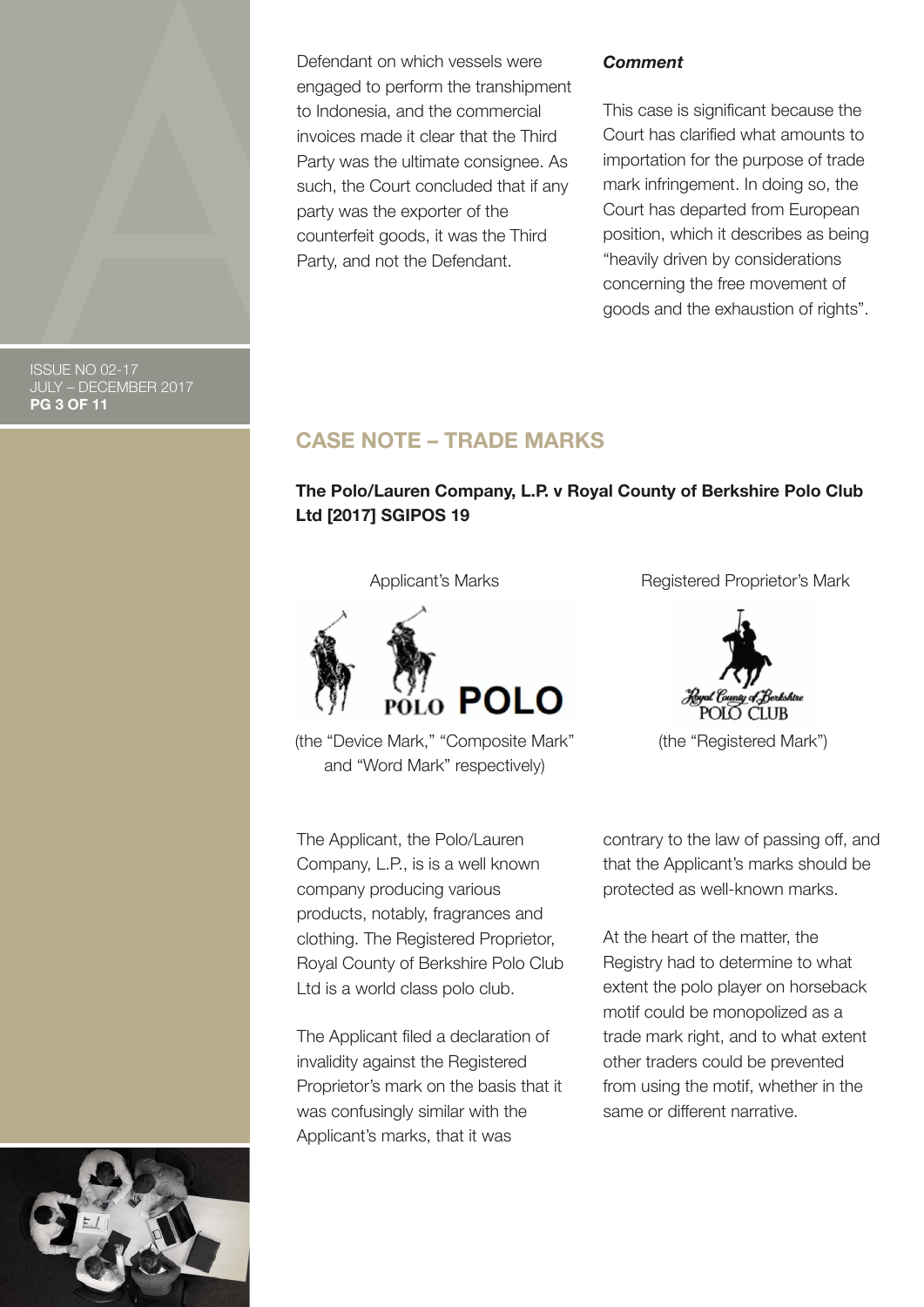Defendant on which vessels were engaged to perform the transhipment to Indonesia, and the commercial invoices made it clear that the Third Party was the ultimate consignee. As such, the Court concluded that if any party was the exporter of the counterfeit goods, it was the Third Party, and not the Defendant.

***Comment***

This case is significant because the Court has clarified what amounts to importation for the purpose of trade mark infringement. In doing so, the Court has departed from European position, which it describes as being "heavily driven by considerations concerning the free movement of goods and the exhaustion of rights".

## CASE NOTE – TRADE MARKS

**The Polo/Lauren Company, L.P. v Royal County of Berkshire Polo Club Ltd [2017] SGIPOS 19**

Applicant's Marks

POLO POLO

(the "Device Mark," "Composite Mark" and "Word Mark" respectively)

Registered Proprietor's Mark

Royal County of Berkshire POLO CLUB

(the "Registered Mark")

The Applicant, the Polo/Lauren Company, L.P., is is a well known company producing various products, notably, fragrances and clothing. The Registered Proprietor, Royal County of Berkshire Polo Club Ltd is a world class polo club.

The Applicant filed a declaration of invalidity against the Registered Proprietor's mark on the basis that it was confusingly similar with the Applicant's marks, that it was contrary to the law of passing off, and that the Applicant's marks should be protected as well-known marks.

At the heart of the matter, the Registry had to determine to what extent the polo player on horseback motif could be monopolized as a trade mark right, and to what extent other traders could be prevented from using the motif, whether in the same or different narrative.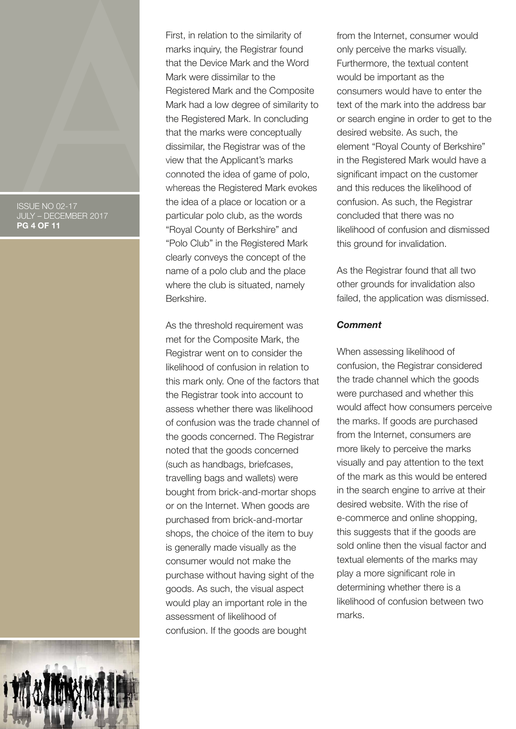First, in relation to the similarity of marks inquiry, the Registrar found that the Device Mark and the Word Mark were dissimilar to the Registered Mark and the Composite Mark had a low degree of similarity to the Registered Mark. In concluding that the marks were conceptually dissimilar, the Registrar was of the view that the Applicant's marks connoted the idea of game of polo, whereas the Registered Mark evokes the idea of a place or location or a particular polo club, as the words "Royal County of Berkshire" and "Polo Club" in the Registered Mark clearly conveys the concept of the name of a polo club and the place where the club is situated, namely Berkshire.

As the threshold requirement was met for the Composite Mark, the Registrar went on to consider the likelihood of confusion in relation to this mark only. One of the factors that the Registrar took into account to assess whether there was likelihood of confusion was the trade channel of the goods concerned. The Registrar noted that the goods concerned (such as handbags, briefcases, travelling bags and wallets) were bought from brick-and-mortar shops or on the Internet. When goods are purchased from brick-and-mortar shops, the choice of the item to buy is generally made visually as the consumer would not make the purchase without having sight of the goods. As such, the visual aspect would play an important role in the assessment of likelihood of confusion. If the goods are bought from the Internet, consumer would only perceive the marks visually. Furthermore, the textual content would be important as the consumers would have to enter the text of the mark into the address bar or search engine in order to get to the desired website. As such, the element "Royal County of Berkshire" in the Registered Mark would have a significant impact on the customer and this reduces the likelihood of confusion. As such, the Registrar concluded that there was no likelihood of confusion and dismissed this ground for invalidation.

As the Registrar found that all two other grounds for invalidation also failed, the application was dismissed.

***Comment***

When assessing likelihood of confusion, the Registrar considered the trade channel which the goods were purchased and whether this would affect how consumers perceive the marks. If goods are purchased from the Internet, consumers are more likely to perceive the marks visually and pay attention to the text of the mark as this would be entered in the search engine to arrive at their desired website. With the rise of e-commerce and online shopping, this suggests that if the goods are sold online then the visual factor and textual elements of the marks may play a more significant role in determining whether there is a likelihood of confusion between two marks.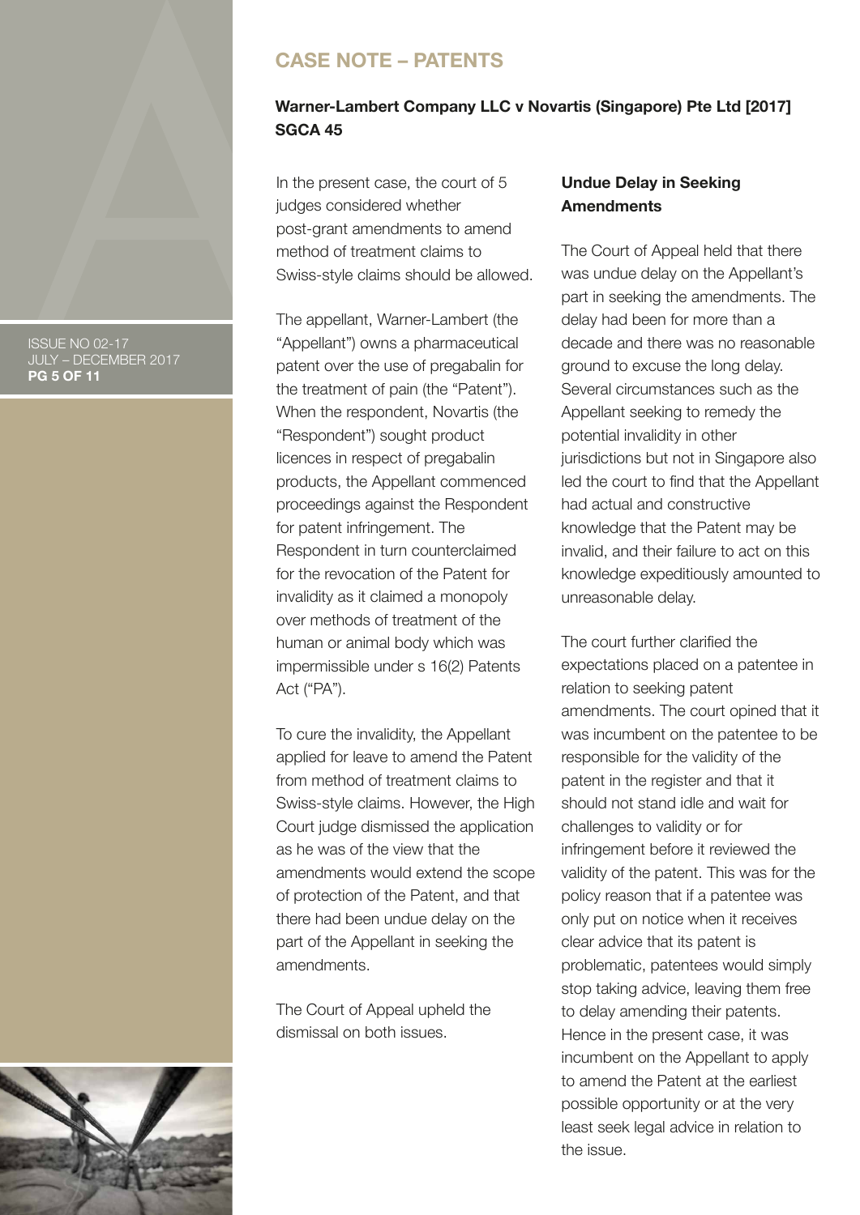## CASE NOTE – PATENTS

### Warner-Lambert Company LLC v Novartis (Singapore) Pte Ltd [2017] SGCA 45

In the present case, the court of 5 judges considered whether post-grant amendments to amend method of treatment claims to Swiss-style claims should be allowed.

The appellant, Warner-Lambert (the "Appellant") owns a pharmaceutical patent over the use of pregabalin for the treatment of pain (the "Patent"). When the respondent, Novartis (the "Respondent") sought product licences in respect of pregabalin products, the Appellant commenced proceedings against the Respondent for patent infringement. The Respondent in turn counterclaimed for the revocation of the Patent for invalidity as it claimed a monopoly over methods of treatment of the human or animal body which was impermissible under s 16(2) Patents Act ("PA").

To cure the invalidity, the Appellant applied for leave to amend the Patent from method of treatment claims to Swiss-style claims. However, the High Court judge dismissed the application as he was of the view that the amendments would extend the scope of protection of the Patent, and that there had been undue delay on the part of the Appellant in seeking the amendments.

The Court of Appeal upheld the dismissal on both issues.

**Undue Delay in Seeking Amendments**

The Court of Appeal held that there was undue delay on the Appellant's part in seeking the amendments. The delay had been for more than a decade and there was no reasonable ground to excuse the long delay. Several circumstances such as the Appellant seeking to remedy the potential invalidity in other jurisdictions but not in Singapore also led the court to find that the Appellant had actual and constructive knowledge that the Patent may be invalid, and their failure to act on this knowledge expeditiously amounted to unreasonable delay.

The court further clarified the expectations placed on a patentee in relation to seeking patent amendments. The court opined that it was incumbent on the patentee to be responsible for the validity of the patent in the register and that it should not stand idle and wait for challenges to validity or for infringement before it reviewed the validity of the patent. This was for the policy reason that if a patentee was only put on notice when it receives clear advice that its patent is problematic, patentees would simply stop taking advice, leaving them free to delay amending their patents. Hence in the present case, it was incumbent on the Appellant to apply to amend the Patent at the earliest possible opportunity or at the very least seek legal advice in relation to the issue.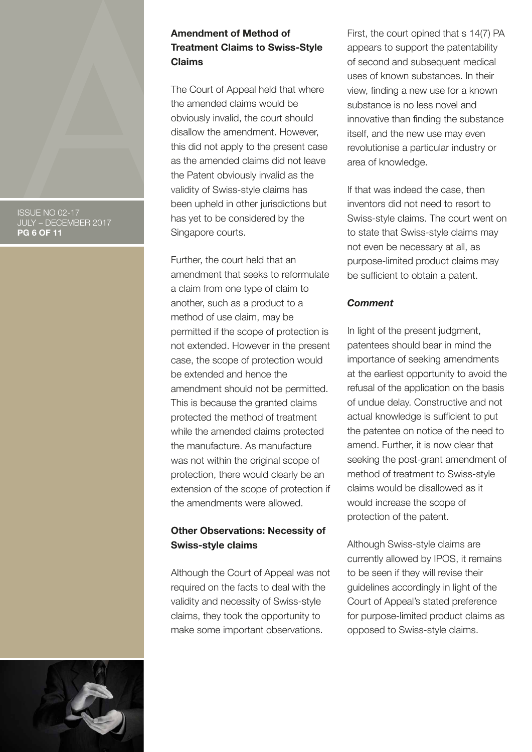### Amendment of Method of Treatment Claims to Swiss-Style Claims

The Court of Appeal held that where the amended claims would be obviously invalid, the court should disallow the amendment. However, this did not apply to the present case as the amended claims did not leave the Patent obviously invalid as the validity of Swiss-style claims has been upheld in other jurisdictions but has yet to be considered by the Singapore courts.

Further, the court held that an amendment that seeks to reformulate a claim from one type of claim to another, such as a product to a method of use claim, may be permitted if the scope of protection is not extended. However in the present case, the scope of protection would be extended and hence the amendment should not be permitted. This is because the granted claims protected the method of treatment while the amended claims protected the manufacture. As manufacture was not within the original scope of protection, there would clearly be an extension of the scope of protection if the amendments were allowed.

### Other Observations: Necessity of Swiss-style claims

Although the Court of Appeal was not required on the facts to deal with the validity and necessity of Swiss-style claims, they took the opportunity to make some important observations.

First, the court opined that s 14(7) PA appears to support the patentability of second and subsequent medical uses of known substances. In their view, finding a new use for a known substance is no less novel and innovative than finding the substance itself, and the new use may even revolutionise a particular industry or area of knowledge.

If that was indeed the case, then inventors did not need to resort to Swiss-style claims. The court went on to state that Swiss-style claims may not even be necessary at all, as purpose-limited product claims may be sufficient to obtain a patent.

#### *Comment*

In light of the present judgment, patentees should bear in mind the importance of seeking amendments at the earliest opportunity to avoid the refusal of the application on the basis of undue delay. Constructive and not actual knowledge is sufficient to put the patentee on notice of the need to amend. Further, it is now clear that seeking the post-grant amendment of method of treatment to Swiss-style claims would be disallowed as it would increase the scope of protection of the patent.

Although Swiss-style claims are currently allowed by IPOS, it remains to be seen if they will revise their guidelines accordingly in light of the Court of Appeal's stated preference for purpose-limited product claims as opposed to Swiss-style claims.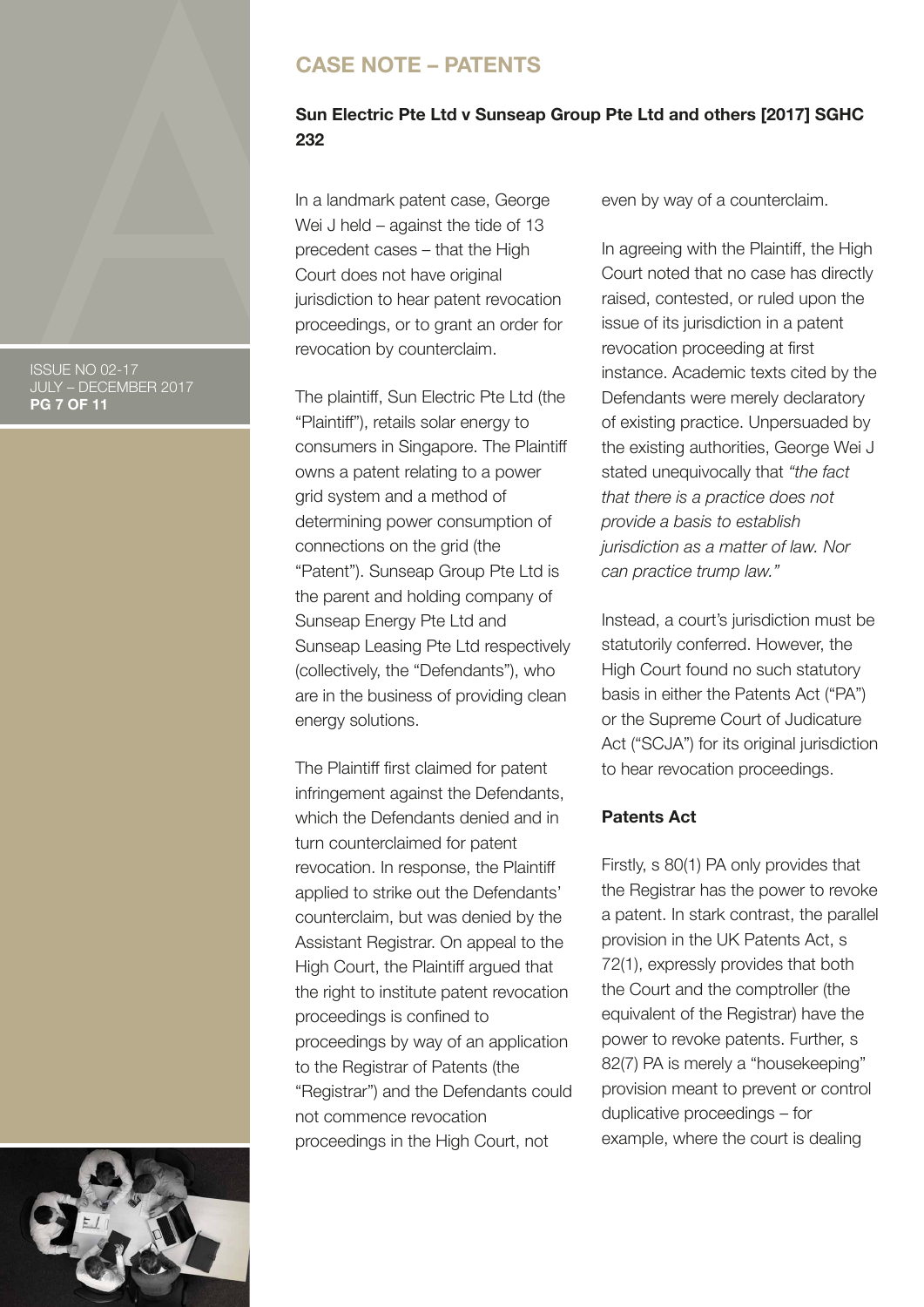## CASE NOTE – PATENTS

### Sun Electric Pte Ltd v Sunseap Group Pte Ltd and others [2017] SGHC 232

In a landmark patent case, George Wei J held – against the tide of 13 precedent cases – that the High Court does not have original jurisdiction to hear patent revocation proceedings, or to grant an order for revocation by counterclaim.

The plaintiff, Sun Electric Pte Ltd (the "Plaintiff"), retails solar energy to consumers in Singapore. The Plaintiff owns a patent relating to a power grid system and a method of determining power consumption of connections on the grid (the "Patent"). Sunseap Group Pte Ltd is the parent and holding company of Sunseap Energy Pte Ltd and Sunseap Leasing Pte Ltd respectively (collectively, the "Defendants"), who are in the business of providing clean energy solutions.

The Plaintiff first claimed for patent infringement against the Defendants, which the Defendants denied and in turn counterclaimed for patent revocation. In response, the Plaintiff applied to strike out the Defendants' counterclaim, but was denied by the Assistant Registrar. On appeal to the High Court, the Plaintiff argued that the right to institute patent revocation proceedings is confined to proceedings by way of an application to the Registrar of Patents (the "Registrar") and the Defendants could not commence revocation proceedings in the High Court, not even by way of a counterclaim.

In agreeing with the Plaintiff, the High Court noted that no case has directly raised, contested, or ruled upon the issue of its jurisdiction in a patent revocation proceeding at first instance. Academic texts cited by the Defendants were merely declaratory of existing practice. Unpersuaded by the existing authorities, George Wei J stated unequivocally that *"the fact that there is a practice does not provide a basis to establish jurisdiction as a matter of law. Nor can practice trump law."*

Instead, a court's jurisdiction must be statutorily conferred. However, the High Court found no such statutory basis in either the Patents Act ("PA") or the Supreme Court of Judicature Act ("SCJA") for its original jurisdiction to hear revocation proceedings.

#### Patents Act

Firstly, s 80(1) PA only provides that the Registrar has the power to revoke a patent. In stark contrast, the parallel provision in the UK Patents Act, s 72(1), expressly provides that both the Court and the comptroller (the equivalent of the Registrar) have the power to revoke patents. Further, s 82(7) PA is merely a "housekeeping" provision meant to prevent or control duplicative proceedings – for example, where the court is dealing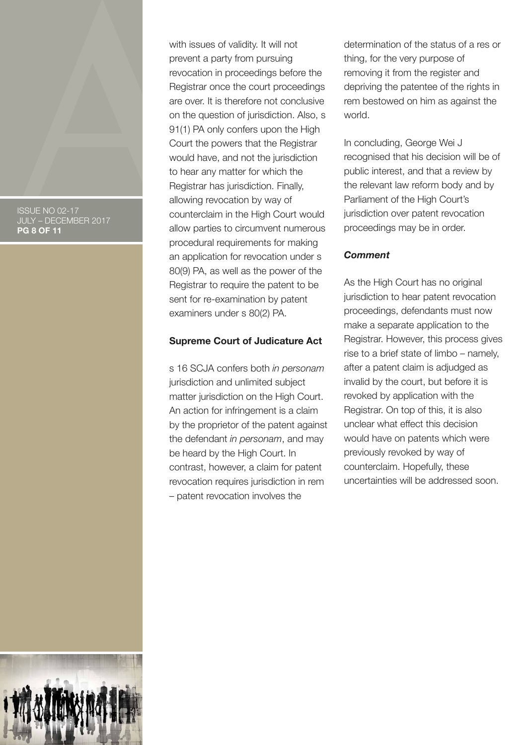with issues of validity. It will not prevent a party from pursuing revocation in proceedings before the Registrar once the court proceedings are over. It is therefore not conclusive on the question of jurisdiction. Also, s 91(1) PA only confers upon the High Court the powers that the Registrar would have, and not the jurisdiction to hear any matter for which the Registrar has jurisdiction. Finally, allowing revocation by way of counterclaim in the High Court would allow parties to circumvent numerous procedural requirements for making an application for revocation under s 80(9) PA, as well as the power of the Registrar to require the patent to be sent for re-examination by patent examiners under s 80(2) PA.

**Supreme Court of Judicature Act**

s 16 SCJA confers both *in personam* jurisdiction and unlimited subject matter jurisdiction on the High Court. An action for infringement is a claim by the proprietor of the patent against the defendant *in personam*, and may be heard by the High Court. In contrast, however, a claim for patent revocation requires jurisdiction in rem – patent revocation involves the determination of the status of a res or thing, for the very purpose of removing it from the register and depriving the patentee of the rights in rem bestowed on him as against the world.

In concluding, George Wei J recognised that his decision will be of public interest, and that a review by the relevant law reform body and by Parliament of the High Court's jurisdiction over patent revocation proceedings may be in order.

***Comment***

As the High Court has no original jurisdiction to hear patent revocation proceedings, defendants must now make a separate application to the Registrar. However, this process gives rise to a brief state of limbo – namely, after a patent claim is adjudged as invalid by the court, but before it is revoked by application with the Registrar. On top of this, it is also unclear what effect this decision would have on patents which were previously revoked by way of counterclaim. Hopefully, these uncertainties will be addressed soon.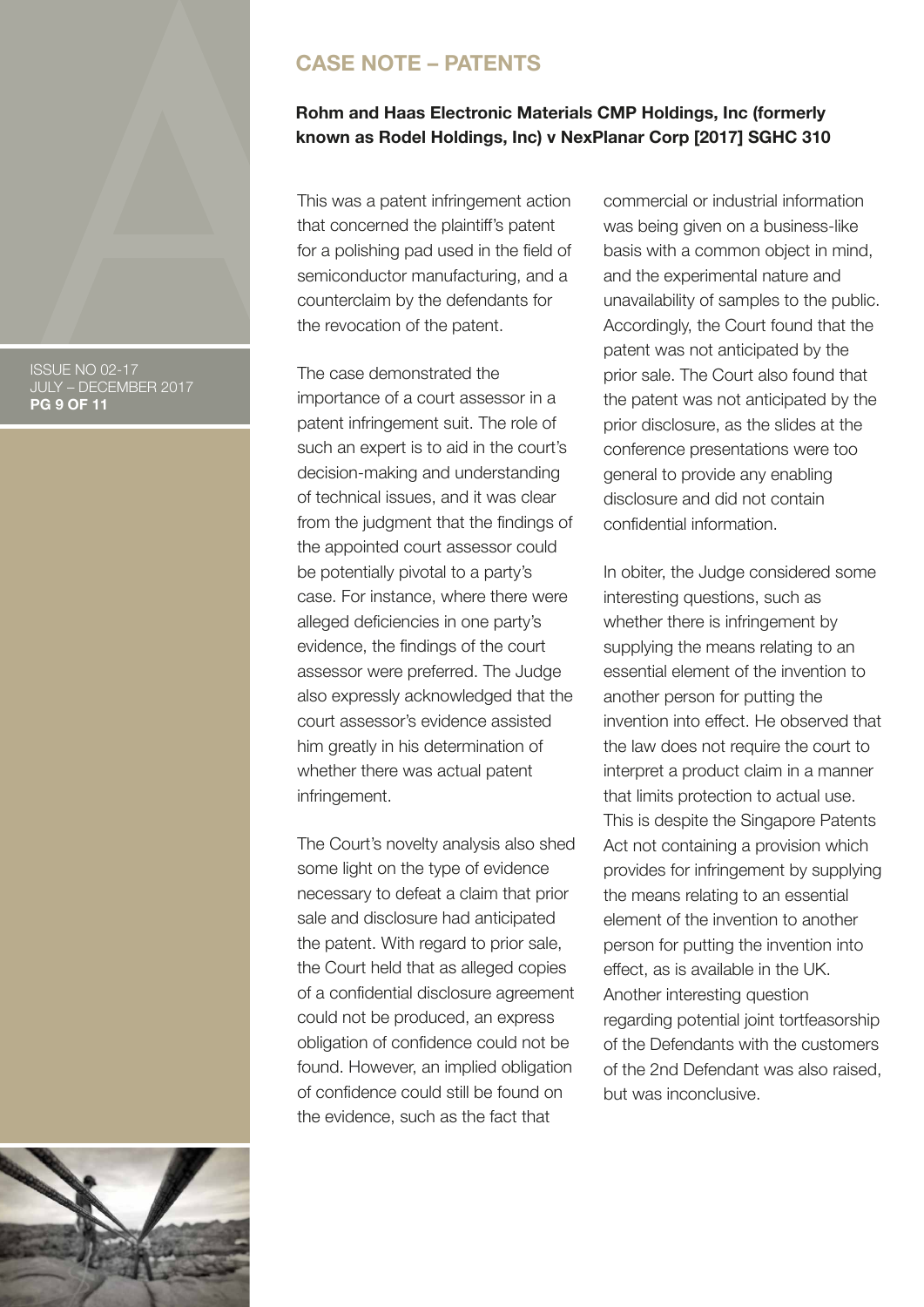## CASE NOTE – PATENTS

### Rohm and Haas Electronic Materials CMP Holdings, Inc (formerly known as Rodel Holdings, Inc) v NexPlanar Corp [2017] SGHC 310

This was a patent infringement action that concerned the plaintiff's patent for a polishing pad used in the field of semiconductor manufacturing, and a counterclaim by the defendants for the revocation of the patent.

The case demonstrated the importance of a court assessor in a patent infringement suit. The role of such an expert is to aid in the court's decision-making and understanding of technical issues, and it was clear from the judgment that the findings of the appointed court assessor could be potentially pivotal to a party's case. For instance, where there were alleged deficiencies in one party's evidence, the findings of the court assessor were preferred. The Judge also expressly acknowledged that the court assessor's evidence assisted him greatly in his determination of whether there was actual patent infringement.

The Court's novelty analysis also shed some light on the type of evidence necessary to defeat a claim that prior sale and disclosure had anticipated the patent. With regard to prior sale, the Court held that as alleged copies of a confidential disclosure agreement could not be produced, an express obligation of confidence could not be found. However, an implied obligation of confidence could still be found on the evidence, such as the fact that commercial or industrial information was being given on a business-like basis with a common object in mind, and the experimental nature and unavailability of samples to the public. Accordingly, the Court found that the patent was not anticipated by the prior sale. The Court also found that the patent was not anticipated by the prior disclosure, as the slides at the conference presentations were too general to provide any enabling disclosure and did not contain confidential information.

In obiter, the Judge considered some interesting questions, such as whether there is infringement by supplying the means relating to an essential element of the invention to another person for putting the invention into effect. He observed that the law does not require the court to interpret a product claim in a manner that limits protection to actual use. This is despite the Singapore Patents Act not containing a provision which provides for infringement by supplying the means relating to an essential element of the invention to another person for putting the invention into effect, as is available in the UK. Another interesting question regarding potential joint tortfeasorship of the Defendants with the customers of the 2nd Defendant was also raised, but was inconclusive.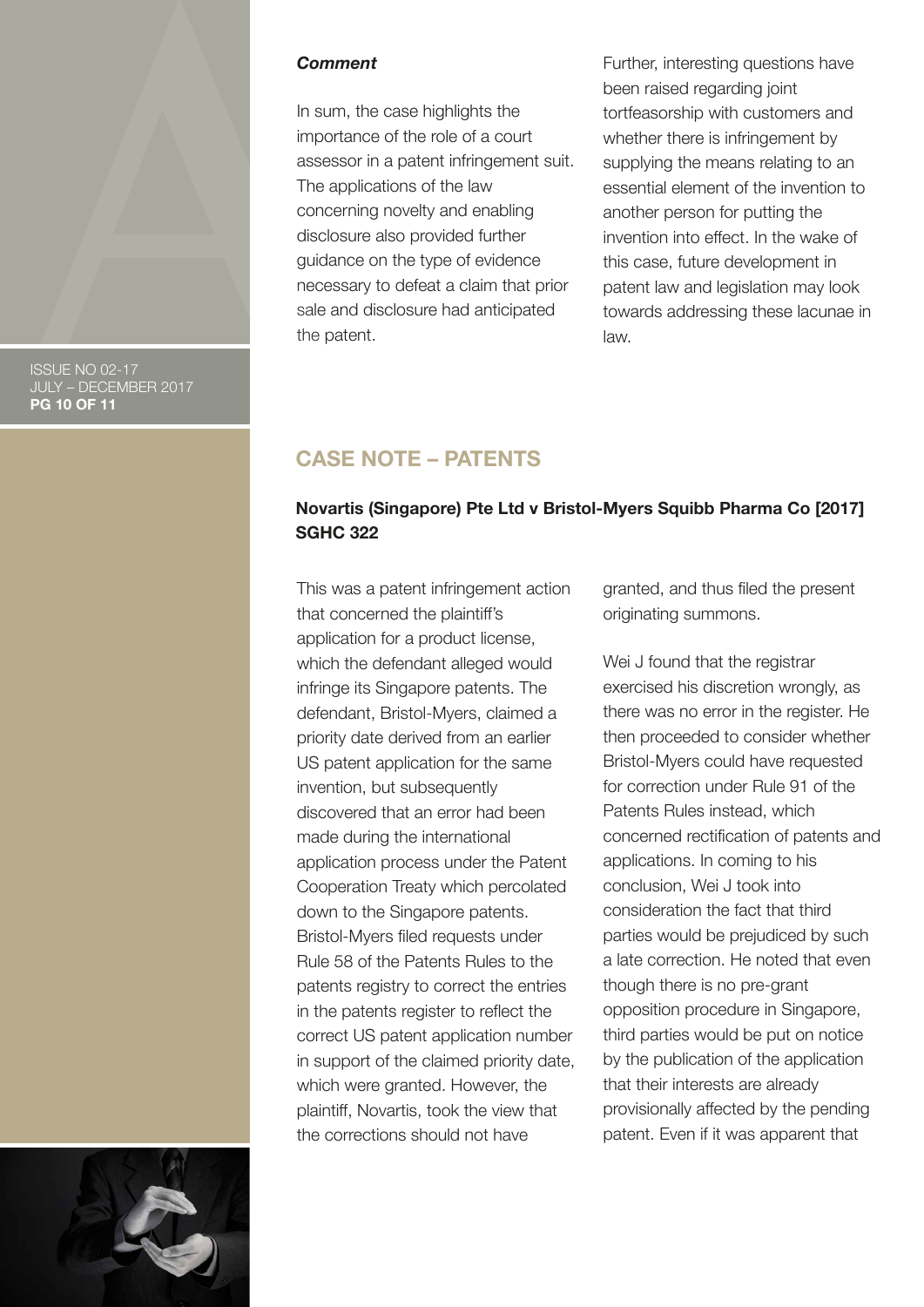***Comment***

In sum, the case highlights the importance of the role of a court assessor in a patent infringement suit. The applications of the law concerning novelty and enabling disclosure also provided further guidance on the type of evidence necessary to defeat a claim that prior sale and disclosure had anticipated the patent.

Further, interesting questions have been raised regarding joint tortfeasorship with customers and whether there is infringement by supplying the means relating to an essential element of the invention to another person for putting the invention into effect. In the wake of this case, future development in patent law and legislation may look towards addressing these lacunae in law.

## CASE NOTE – PATENTS

### Novartis (Singapore) Pte Ltd v Bristol-Myers Squibb Pharma Co [2017] SGHC 322

This was a patent infringement action that concerned the plaintiff's application for a product license, which the defendant alleged would infringe its Singapore patents. The defendant, Bristol-Myers, claimed a priority date derived from an earlier US patent application for the same invention, but subsequently discovered that an error had been made during the international application process under the Patent Cooperation Treaty which percolated down to the Singapore patents. Bristol-Myers filed requests under Rule 58 of the Patents Rules to the patents registry to correct the entries in the patents register to reflect the correct US patent application number in support of the claimed priority date, which were granted. However, the plaintiff, Novartis, took the view that the corrections should not have granted, and thus filed the present originating summons.

Wei J found that the registrar exercised his discretion wrongly, as there was no error in the register. He then proceeded to consider whether Bristol-Myers could have requested for correction under Rule 91 of the Patents Rules instead, which concerned rectification of patents and applications. In coming to his conclusion, Wei J took into consideration the fact that third parties would be prejudiced by such a late correction. He noted that even though there is no pre-grant opposition procedure in Singapore, third parties would be put on notice by the publication of the application that their interests are already provisionally affected by the pending patent. Even if it was apparent that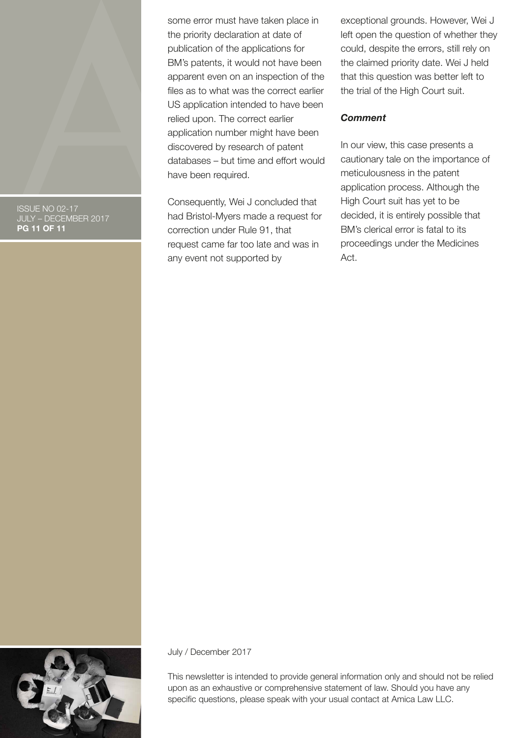some error must have taken place in the priority declaration at date of publication of the applications for BM's patents, it would not have been apparent even on an inspection of the files as to what was the correct earlier US application intended to have been relied upon. The correct earlier application number might have been discovered by research of patent databases – but time and effort would have been required.

Consequently, Wei J concluded that had Bristol-Myers made a request for correction under Rule 91, that request came far too late and was in any event not supported by exceptional grounds. However, Wei J left open the question of whether they could, despite the errors, still rely on the claimed priority date. Wei J held that this question was better left to the trial of the High Court suit.

***Comment***

In our view, this case presents a cautionary tale on the importance of meticulousness in the patent application process. Although the High Court suit has yet to be decided, it is entirely possible that BM's clerical error is fatal to its proceedings under the Medicines Act.

July / December 2017

This newsletter is intended to provide general information only and should not be relied upon as an exhaustive or comprehensive statement of law. Should you have any specific questions, please speak with your usual contact at Amica Law LLC.